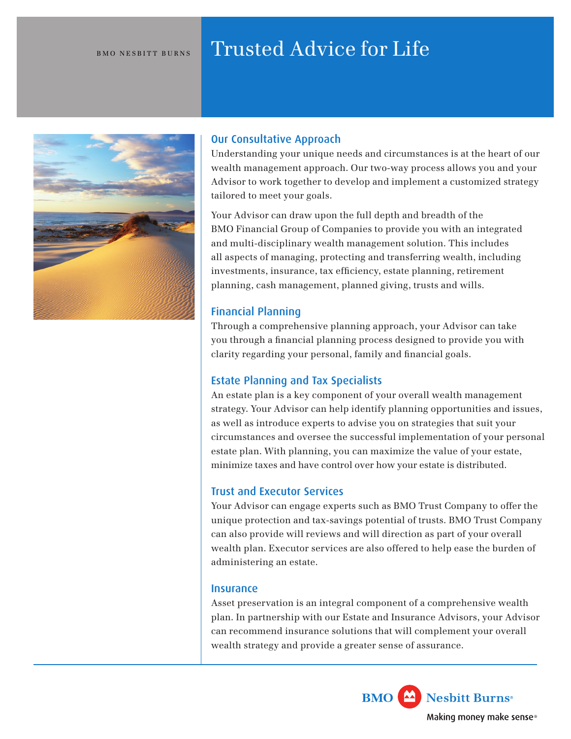BMO NESBITT BURNS

# Trusted Advice for Life

## Our Consultative Approach

Understanding your unique needs and circumstances is at the heart of our wealth management approach. Our two-way process allows you and your Advisor to work together to develop and implement a customized strategy tailored to meet your goals.

Your Advisor can draw upon the full depth and breadth of the BMO Financial Group of Companies to provide you with an integrated and multi-disciplinary wealth management solution. This includes all aspects of managing, protecting and transferring wealth, including investments, insurance, tax efficiency, estate planning, retirement planning, cash management, planned giving, trusts and wills.

## Financial Planning

Through a comprehensive planning approach, your Advisor can take you through a financial planning process designed to provide you with clarity regarding your personal, family and financial goals.

## Estate Planning and Tax Specialists

An estate plan is a key component of your overall wealth management strategy. Your Advisor can help identify planning opportunities and issues, as well as introduce experts to advise you on strategies that suit your circumstances and oversee the successful implementation of your personal estate plan. With planning, you can maximize the value of your estate, minimize taxes and have control over how your estate is distributed.

## Trust and Executor Services

Your Advisor can engage experts such as BMO Trust Company to offer the unique protection and tax-savings potential of trusts. BMO Trust Company can also provide will reviews and will direction as part of your overall wealth plan. Executor services are also offered to help ease the burden of administering an estate.

## Insurance

Asset preservation is an integral component of a comprehensive wealth plan. In partnership with our Estate and Insurance Advisors, your Advisor can recommend insurance solutions that will complement your overall wealth strategy and provide a greater sense of assurance.

BMO Nesbitt Burns®

Making money make sense®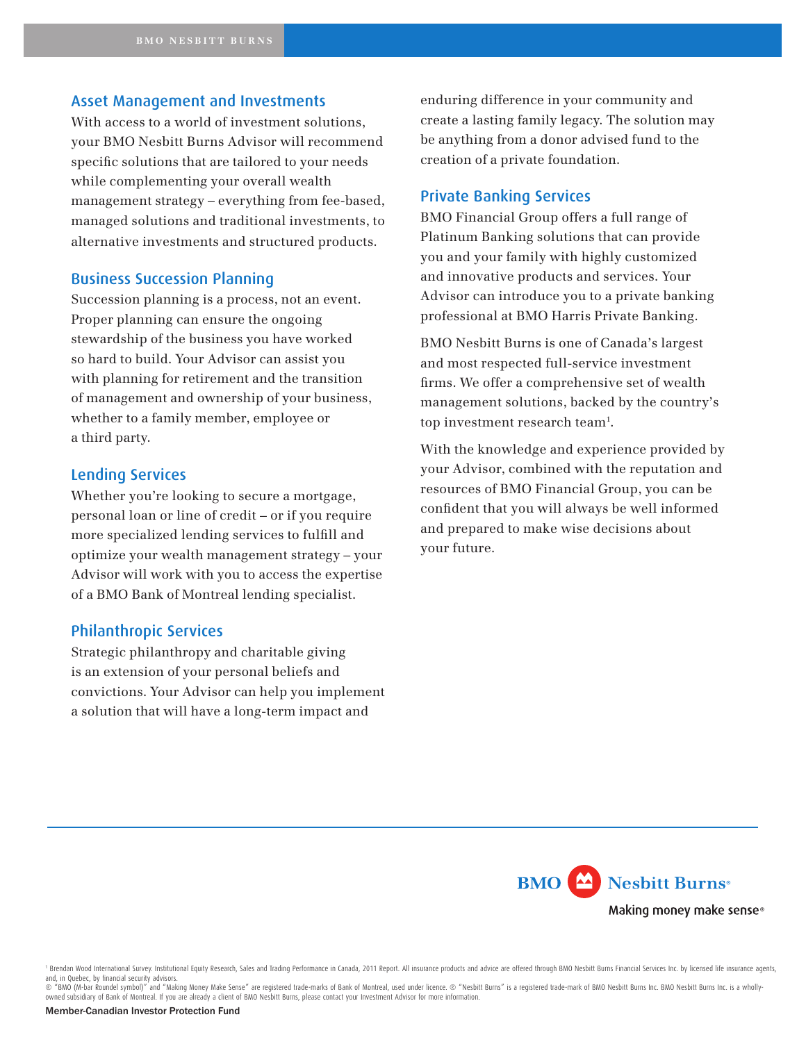## Asset Management and Investments

With access to a world of investment solutions, your BMO Nesbitt Burns Advisor will recommend specific solutions that are tailored to your needs while complementing your overall wealth management strategy – everything from fee-based, managed solutions and traditional investments, to alternative investments and structured products.

## Business Succession Planning

Succession planning is a process, not an event. Proper planning can ensure the ongoing stewardship of the business you have worked so hard to build. Your Advisor can assist you with planning for retirement and the transition of management and ownership of your business, whether to a family member, employee or a third party.

## Lending Services

Whether you're looking to secure a mortgage, personal loan or line of credit – or if you require more specialized lending services to fulfill and optimize your wealth management strategy – your Advisor will work with you to access the expertise of a BMO Bank of Montreal lending specialist.

## Philanthropic Services

Strategic philanthropy and charitable giving is an extension of your personal beliefs and convictions. Your Advisor can help you implement a solution that will have a long-term impact and enduring difference in your community and create a lasting family legacy. The solution may be anything from a donor advised fund to the creation of a private foundation.

## Private Banking Services

BMO Financial Group offers a full range of Platinum Banking solutions that can provide you and your family with highly customized and innovative products and services. Your Advisor can introduce you to a private banking professional at BMO Harris Private Banking.

BMO Nesbitt Burns is one of Canada's largest and most respected full-service investment firms. We offer a comprehensive set of wealth management solutions, backed by the country's top investment research team[1].

With the knowledge and experience provided by your Advisor, combined with the reputation and resources of BMO Financial Group, you can be confident that you will always be well informed and prepared to make wise decisions about your future.

BMO Nesbitt Burns®

Making money make sense®

[1] Brendan Wood International Survey. Institutional Equity Research, Sales and Trading Performance in Canada, 2011 Report. All insurance products and advice are offered through BMO Nesbitt Burns Financial Services Inc. by licensed life insurance agents, and, in Quebec, by financial security advisors.

® "BMO (M-bar Roundel symbol)" and "Making Money Make Sense" are registered trade-marks of Bank of Montreal, used under licence. ® "Nesbitt Burns" is a registered trade-mark of BMO Nesbitt Burns Inc. BMO Nesbitt Burns Inc. is a wholly-owned subsidiary of Bank of Montreal. If you are already a client of BMO Nesbitt Burns, please contact your Investment Advisor for more information.

Member-Canadian Investor Protection Fund